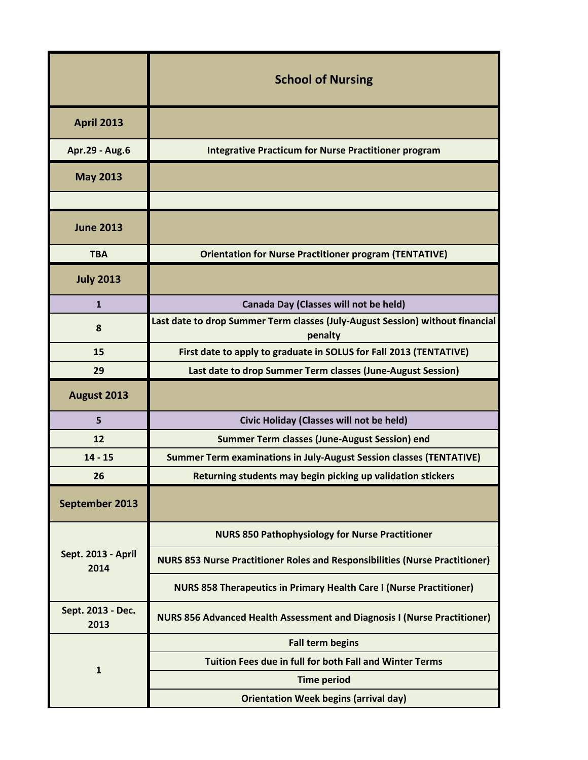| | School of Nursing |
|---|---|
| **April 2013** | |
| Apr.29 - Aug.6 | Integrative Practicum for Nurse Practitioner program |
| **May 2013** | |
| | |
| **June 2013** | |
| TBA | Orientation for Nurse Practitioner program (TENTATIVE) |
| **July 2013** | |
| 1 | Canada Day (Classes will not be held) |
| 8 | Last date to drop Summer Term classes (July-August Session) without financial penalty |
| 15 | First date to apply to graduate in SOLUS for Fall 2013 (TENTATIVE) |
| 29 | Last date to drop Summer Term classes (June-August Session) |
| **August 2013** | |
| 5 | Civic Holiday (Classes will not be held) |
| 12 | Summer Term classes (June-August Session) end |
| 14 - 15 | Summer Term examinations in July-August Session classes (TENTATIVE) |
| 26 | Returning students may begin picking up validation stickers |
| **September 2013** | |
| Sept. 2013 - April 2014 | NURS 850 Pathophysiology for Nurse Practitioner |
| | NURS 853 Nurse Practitioner Roles and Responsibilities (Nurse Practitioner) |
| | NURS 858 Therapeutics in Primary Health Care I (Nurse Practitioner) |
| Sept. 2013 - Dec. 2013 | NURS 856 Advanced Health Assessment and Diagnosis I (Nurse Practitioner) |
| 1 | Fall term begins |
| | Tuition Fees due in full for both Fall and Winter Terms |
| | Time period |
| | Orientation Week begins (arrival day) |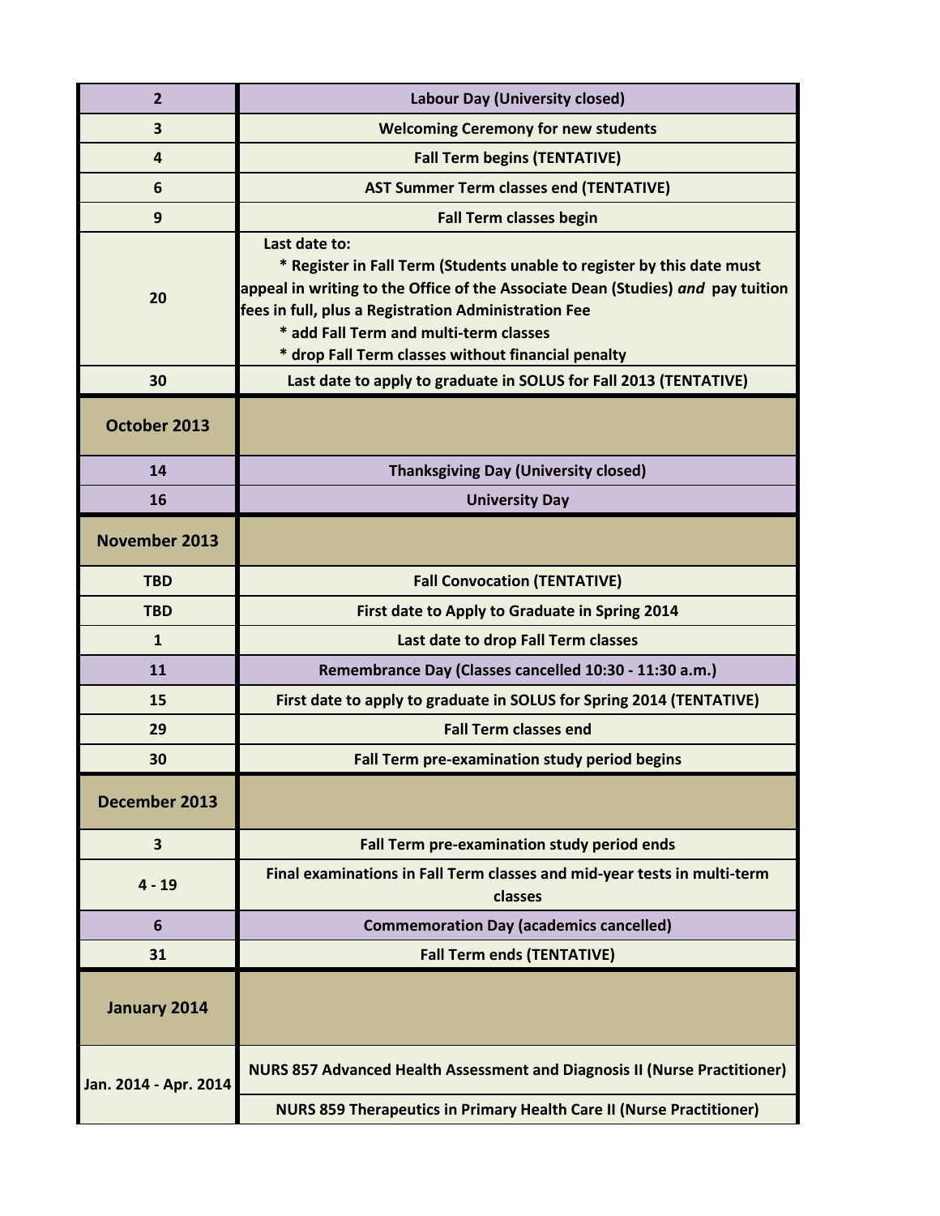| | |
|---|---|
| **2** | **Labour Day (University closed)** |
| **3** | **Welcoming Ceremony for new students** |
| **4** | **Fall Term begins (TENTATIVE)** |
| **6** | **AST Summer Term classes end (TENTATIVE)** |
| **9** | **Fall Term classes begin** |
| **20** | **Last date to:<br>* Register in Fall Term (Students unable to register by this date must appeal in writing to the Office of the Associate Dean (Studies) *and* pay tuition fees in full, plus a Registration Administration Fee<br>* add Fall Term and multi-term classes<br>* drop Fall Term classes without financial penalty** |
| **30** | **Last date to apply to graduate in SOLUS for Fall 2013 (TENTATIVE)** |
| **October 2013** | |
| **14** | **Thanksgiving Day (University closed)** |
| **16** | **University Day** |
| **November 2013** | |
| **TBD** | **Fall Convocation (TENTATIVE)** |
| **TBD** | **First date to Apply to Graduate in Spring 2014** |
| **1** | **Last date to drop Fall Term classes** |
| **11** | **Remembrance Day (Classes cancelled 10:30 - 11:30 a.m.)** |
| **15** | **First date to apply to graduate in SOLUS for Spring 2014 (TENTATIVE)** |
| **29** | **Fall Term classes end** |
| **30** | **Fall Term pre-examination study period begins** |
| **December 2013** | |
| **3** | **Fall Term pre-examination study period ends** |
| **4 - 19** | **Final examinations in Fall Term classes and mid-year tests in multi-term classes** |
| **6** | **Commemoration Day (academics cancelled)** |
| **31** | **Fall Term ends (TENTATIVE)** |
| **January 2014** | |
| **Jan. 2014 - Apr. 2014** | **NURS 857 Advanced Health Assessment and Diagnosis II (Nurse Practitioner)** |
| | **NURS 859 Therapeutics in Primary Health Care II (Nurse Practitioner)** |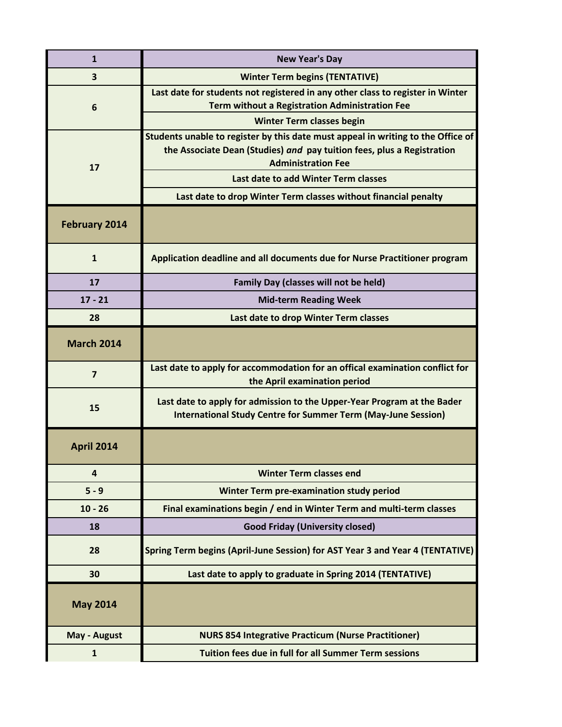| | |
|---|---|
| **1** | **New Year's Day** |
| **3** | **Winter Term begins (TENTATIVE)** |
| **6** | **Last date for students not registered in any other class to register in Winter Term without a Registration Administration Fee** |
| | **Winter Term classes begin** |
| **17** | **Students unable to register by this date must appeal in writing to the Office of the Associate Dean (Studies) *and* pay tuition fees, plus a Registration Administration Fee** |
| | **Last date to add Winter Term classes** |
| | **Last date to drop Winter Term classes without financial penalty** |
| **February 2014** | |
| **1** | **Application deadline and all documents due for Nurse Practitioner program** |
| **17** | **Family Day (classes will not be held)** |
| **17 - 21** | **Mid-term Reading Week** |
| **28** | **Last date to drop Winter Term classes** |
| **March 2014** | |
| **7** | **Last date to apply for accommodation for an offical examination conflict for the April examination period** |
| **15** | **Last date to apply for admission to the Upper-Year Program at the Bader International Study Centre for Summer Term (May-June Session)** |
| **April 2014** | |
| **4** | **Winter Term classes end** |
| **5 - 9** | **Winter Term pre-examination study period** |
| **10 - 26** | **Final examinations begin / end in Winter Term and multi-term classes** |
| **18** | **Good Friday (University closed)** |
| **28** | **Spring Term begins (April-June Session) for AST Year 3 and Year 4 (TENTATIVE)** |
| **30** | **Last date to apply to graduate in Spring 2014 (TENTATIVE)** |
| **May 2014** | |
| **May - August** | **NURS 854 Integrative Practicum (Nurse Practitioner)** |
| **1** | **Tuition fees due in full for all Summer Term sessions** |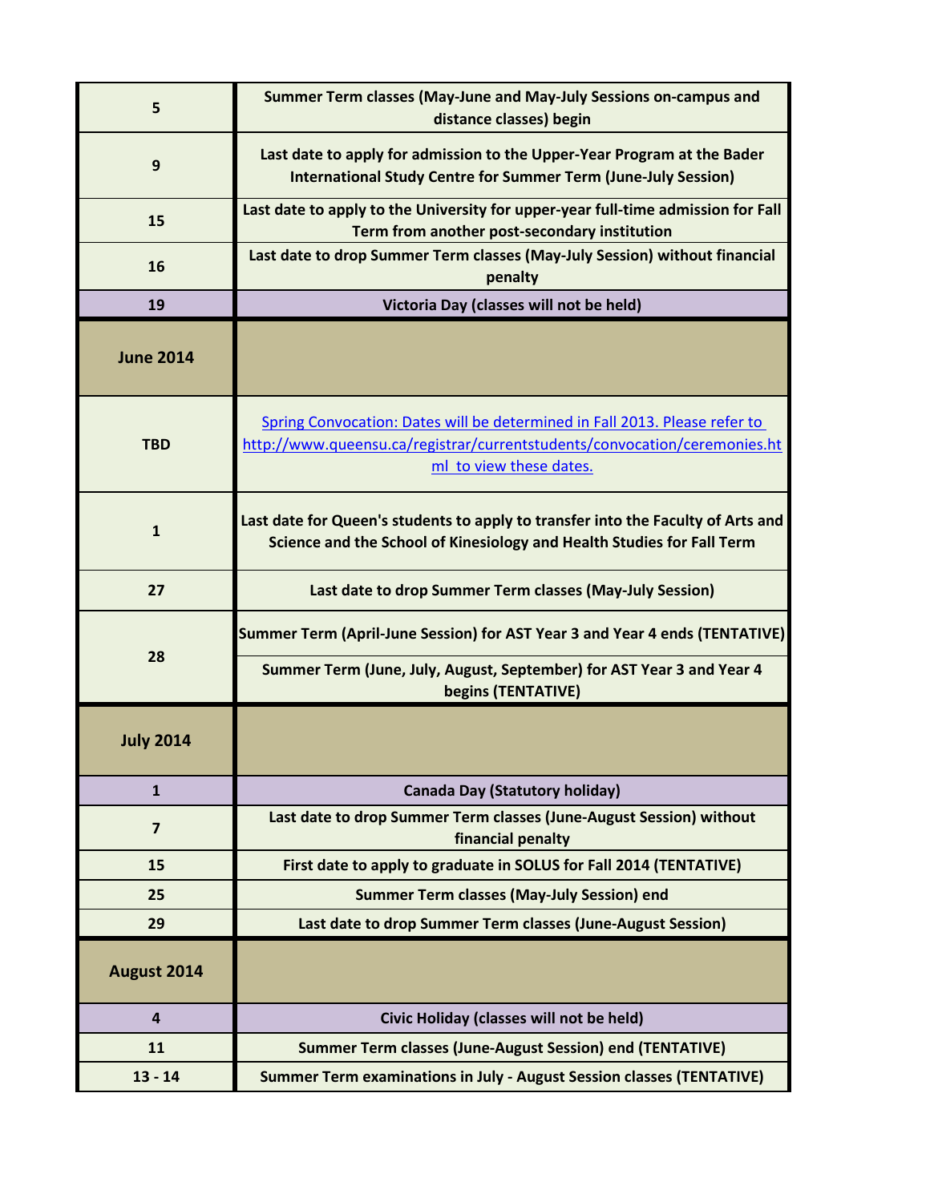| | |
|---|---|
| **5** | **Summer Term classes (May-June and May-July Sessions on-campus and distance classes) begin** |
| **9** | **Last date to apply for admission to the Upper-Year Program at the Bader International Study Centre for Summer Term (June-July Session)** |
| **15** | **Last date to apply to the University for upper-year full-time admission for Fall Term from another post-secondary institution** |
| **16** | **Last date to drop Summer Term classes (May-July Session) without financial penalty** |
| **19** | **Victoria Day (classes will not be held)** |
| **June 2014** | |
| **TBD** | [Spring Convocation: Dates will be determined in Fall 2013. Please refer to http://www.queensu.ca/registrar/currentstudents/convocation/ceremonies.html to view these dates.](http://www.queensu.ca/registrar/currentstudents/convocation/ceremonies.html) |
| **1** | **Last date for Queen's students to apply to transfer into the Faculty of Arts and Science and the School of Kinesiology and Health Studies for Fall Term** |
| **27** | **Last date to drop Summer Term classes (May-July Session)** |
| **28** | **Summer Term (April-June Session) for AST Year 3 and Year 4 ends (TENTATIVE)** |
| | **Summer Term (June, July, August, September) for AST Year 3 and Year 4 begins (TENTATIVE)** |
| **July 2014** | |
| **1** | **Canada Day (Statutory holiday)** |
| **7** | **Last date to drop Summer Term classes (June-August Session) without financial penalty** |
| **15** | **First date to apply to graduate in SOLUS for Fall 2014 (TENTATIVE)** |
| **25** | **Summer Term classes (May-July Session) end** |
| **29** | **Last date to drop Summer Term classes (June-August Session)** |
| **August 2014** | |
| **4** | **Civic Holiday (classes will not be held)** |
| **11** | **Summer Term classes (June-August Session) end (TENTATIVE)** |
| **13 - 14** | **Summer Term examinations in July - August Session classes (TENTATIVE)** |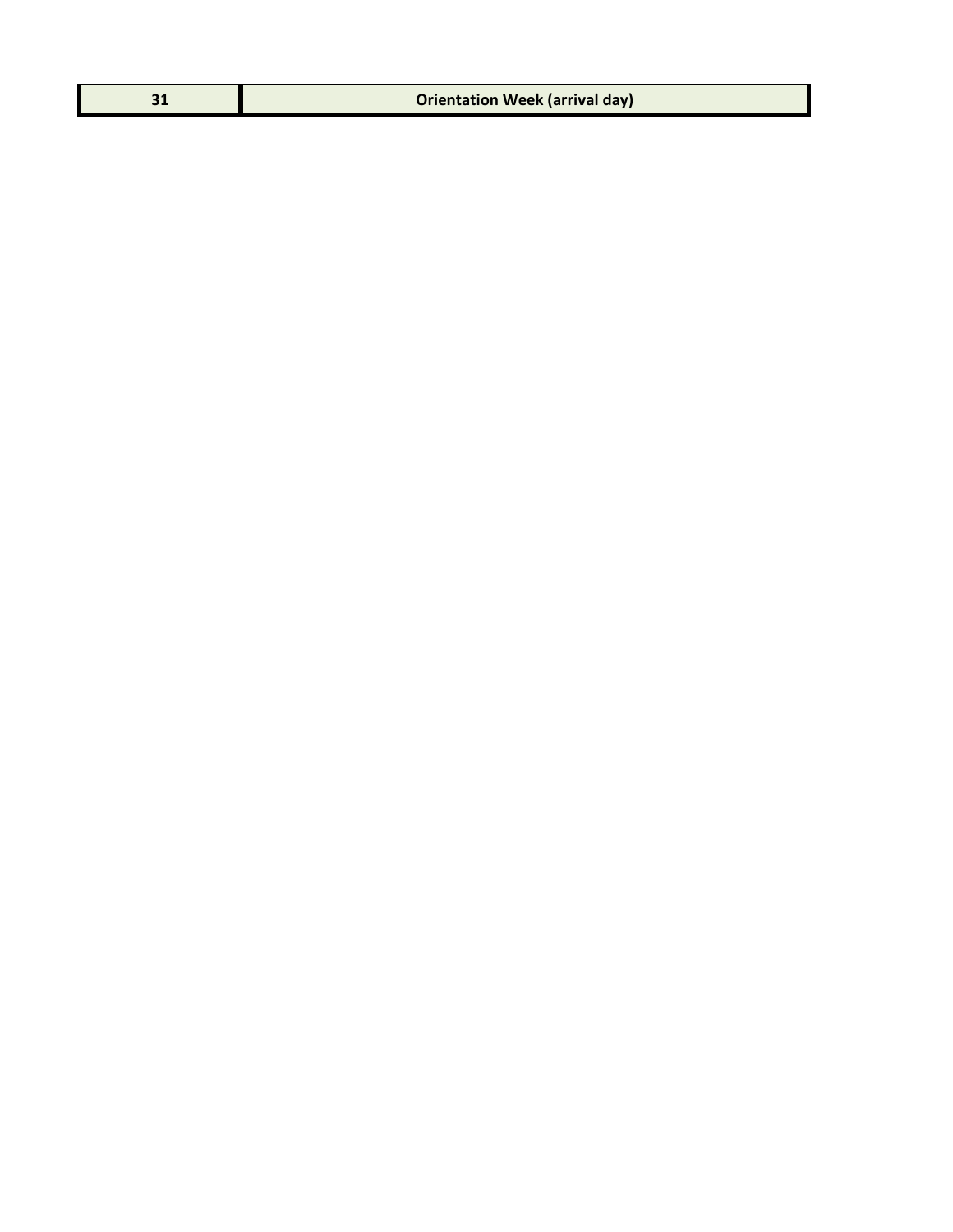| | |
|---|---|
| **31** | **Orientation Week (arrival day)** |